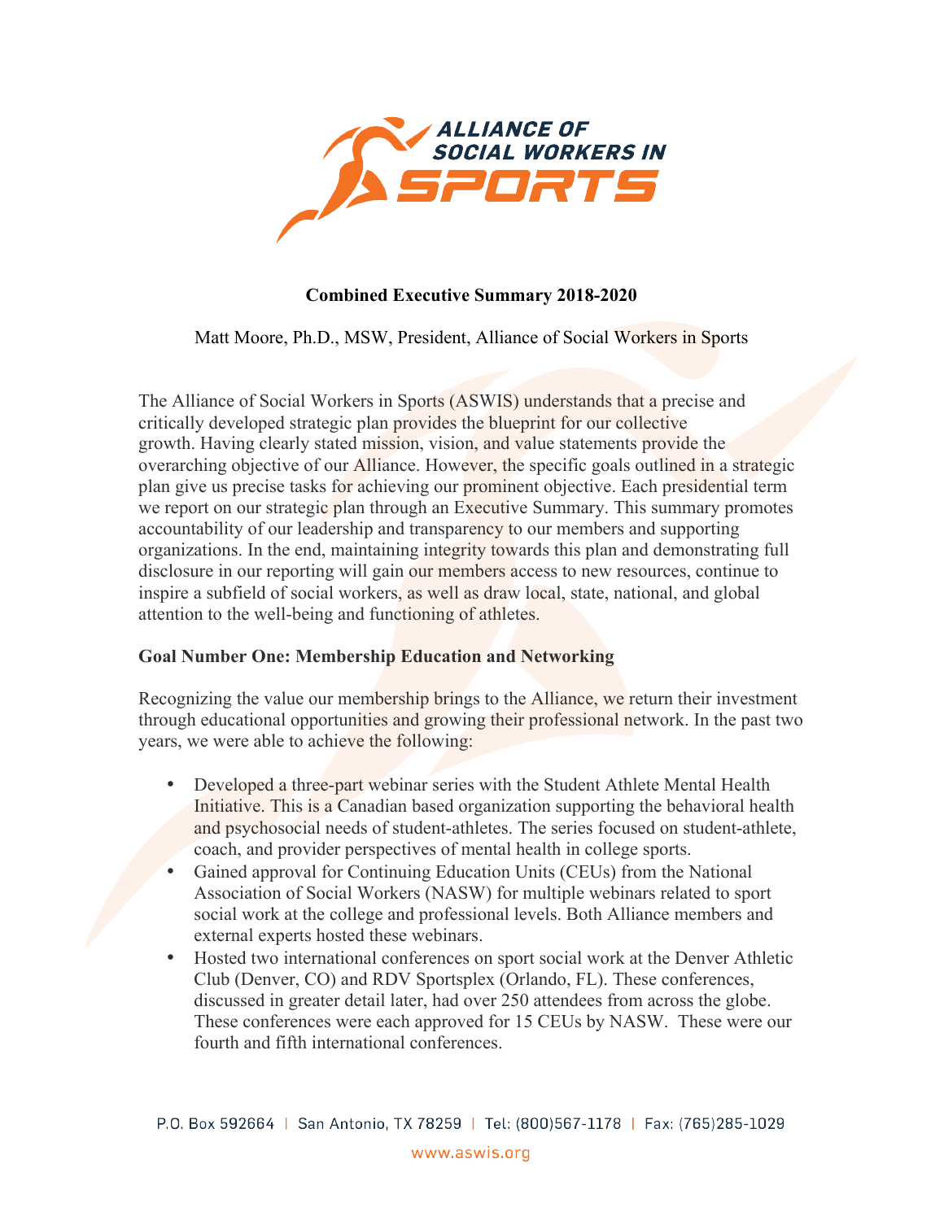**Combined Executive Summary 2018-2020**

Matt Moore, Ph.D., MSW, President, Alliance of Social Workers in Sports

The Alliance of Social Workers in Sports (ASWIS) understands that a precise and critically developed strategic plan provides the blueprint for our collective growth. Having clearly stated mission, vision, and value statements provide the overarching objective of our Alliance. However, the specific goals outlined in a strategic plan give us precise tasks for achieving our prominent objective. Each presidential term we report on our strategic plan through an Executive Summary. This summary promotes accountability of our leadership and transparency to our members and supporting organizations. In the end, maintaining integrity towards this plan and demonstrating full disclosure in our reporting will gain our members access to new resources, continue to inspire a subfield of social workers, as well as draw local, state, national, and global attention to the well-being and functioning of athletes.

**Goal Number One: Membership Education and Networking**

Recognizing the value our membership brings to the Alliance, we return their investment through educational opportunities and growing their professional network. In the past two years, we were able to achieve the following:

- Developed a three-part webinar series with the Student Athlete Mental Health Initiative. This is a Canadian based organization supporting the behavioral health and psychosocial needs of student-athletes. The series focused on student-athlete, coach, and provider perspectives of mental health in college sports.
- Gained approval for Continuing Education Units (CEUs) from the National Association of Social Workers (NASW) for multiple webinars related to sport social work at the college and professional levels. Both Alliance members and external experts hosted these webinars.
- Hosted two international conferences on sport social work at the Denver Athletic Club (Denver, CO) and RDV Sportsplex (Orlando, FL). These conferences, discussed in greater detail later, had over 250 attendees from across the globe. These conferences were each approved for 15 CEUs by NASW. These were our fourth and fifth international conferences.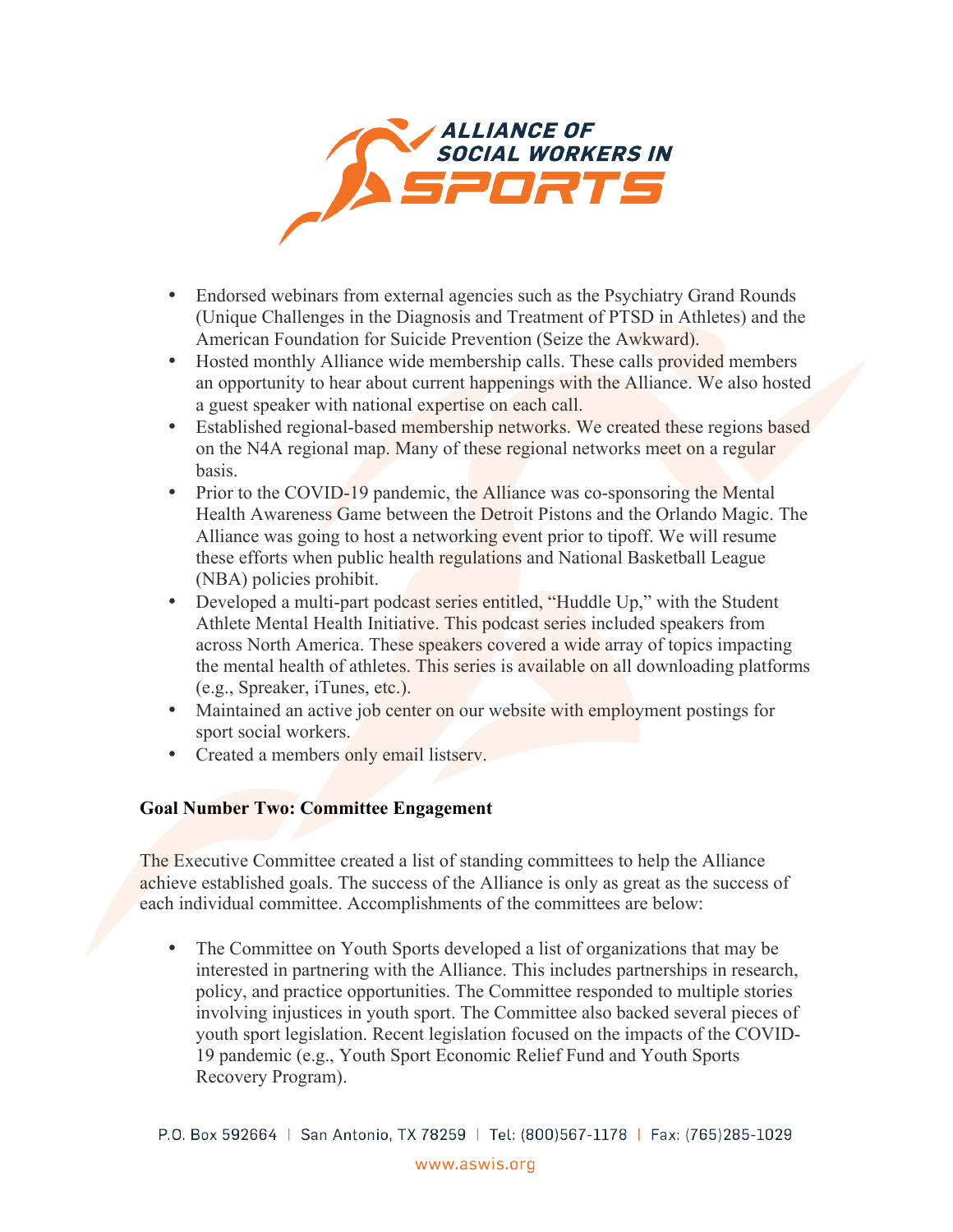- Endorsed webinars from external agencies such as the Psychiatry Grand Rounds (Unique Challenges in the Diagnosis and Treatment of PTSD in Athletes) and the American Foundation for Suicide Prevention (Seize the Awkward).
- Hosted monthly Alliance wide membership calls. These calls provided members an opportunity to hear about current happenings with the Alliance. We also hosted a guest speaker with national expertise on each call.
- Established regional-based membership networks. We created these regions based on the N4A regional map. Many of these regional networks meet on a regular basis.
- Prior to the COVID-19 pandemic, the Alliance was co-sponsoring the Mental Health Awareness Game between the Detroit Pistons and the Orlando Magic. The Alliance was going to host a networking event prior to tipoff. We will resume these efforts when public health regulations and National Basketball League (NBA) policies prohibit.
- Developed a multi-part podcast series entitled, "Huddle Up," with the Student Athlete Mental Health Initiative. This podcast series included speakers from across North America. These speakers covered a wide array of topics impacting the mental health of athletes. This series is available on all downloading platforms (e.g., Spreaker, iTunes, etc.).
- Maintained an active job center on our website with employment postings for sport social workers.
- Created a members only email listserv.

**Goal Number Two: Committee Engagement**

The Executive Committee created a list of standing committees to help the Alliance achieve established goals. The success of the Alliance is only as great as the success of each individual committee. Accomplishments of the committees are below:

- The Committee on Youth Sports developed a list of organizations that may be interested in partnering with the Alliance. This includes partnerships in research, policy, and practice opportunities. The Committee responded to multiple stories involving injustices in youth sport. The Committee also backed several pieces of youth sport legislation. Recent legislation focused on the impacts of the COVID-19 pandemic (e.g., Youth Sport Economic Relief Fund and Youth Sports Recovery Program).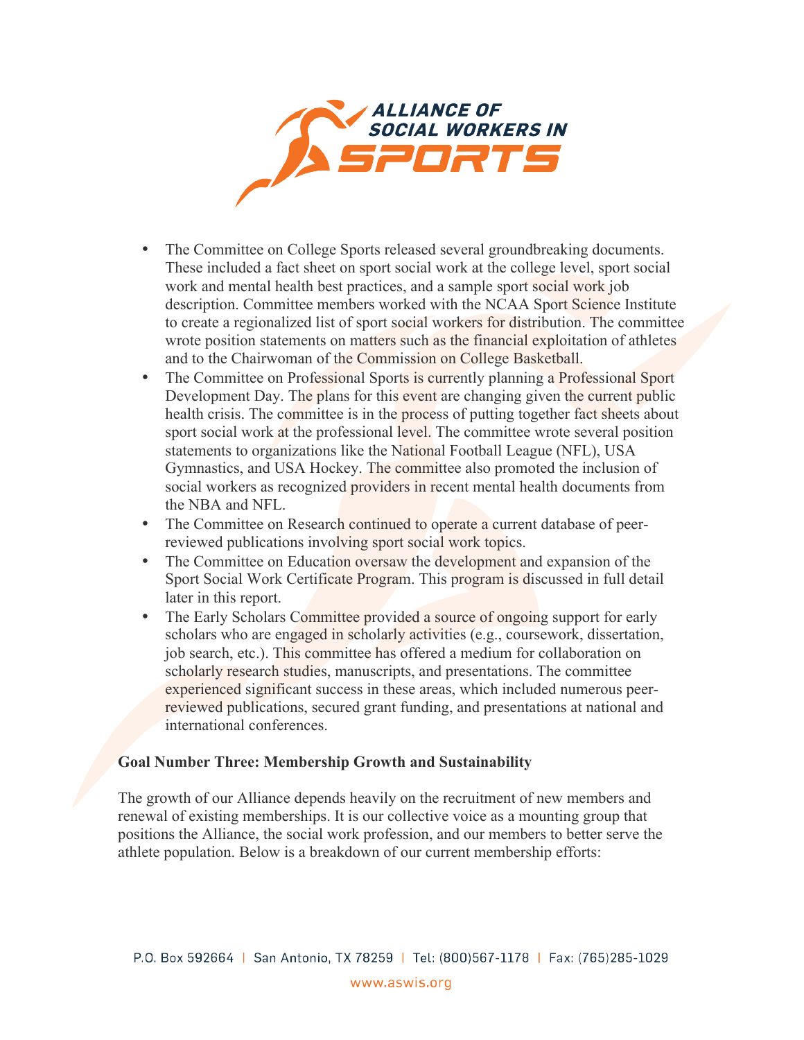- The Committee on College Sports released several groundbreaking documents. These included a fact sheet on sport social work at the college level, sport social work and mental health best practices, and a sample sport social work job description. Committee members worked with the NCAA Sport Science Institute to create a regionalized list of sport social workers for distribution. The committee wrote position statements on matters such as the financial exploitation of athletes and to the Chairwoman of the Commission on College Basketball.
- The Committee on Professional Sports is currently planning a Professional Sport Development Day. The plans for this event are changing given the current public health crisis. The committee is in the process of putting together fact sheets about sport social work at the professional level. The committee wrote several position statements to organizations like the National Football League (NFL), USA Gymnastics, and USA Hockey. The committee also promoted the inclusion of social workers as recognized providers in recent mental health documents from the NBA and NFL.
- The Committee on Research continued to operate a current database of peer-reviewed publications involving sport social work topics.
- The Committee on Education oversaw the development and expansion of the Sport Social Work Certificate Program. This program is discussed in full detail later in this report.
- The Early Scholars Committee provided a source of ongoing support for early scholars who are engaged in scholarly activities (e.g., coursework, dissertation, job search, etc.). This committee has offered a medium for collaboration on scholarly research studies, manuscripts, and presentations. The committee experienced significant success in these areas, which included numerous peer-reviewed publications, secured grant funding, and presentations at national and international conferences.

**Goal Number Three: Membership Growth and Sustainability**

The growth of our Alliance depends heavily on the recruitment of new members and renewal of existing memberships. It is our collective voice as a mounting group that positions the Alliance, the social work profession, and our members to better serve the athlete population. Below is a breakdown of our current membership efforts: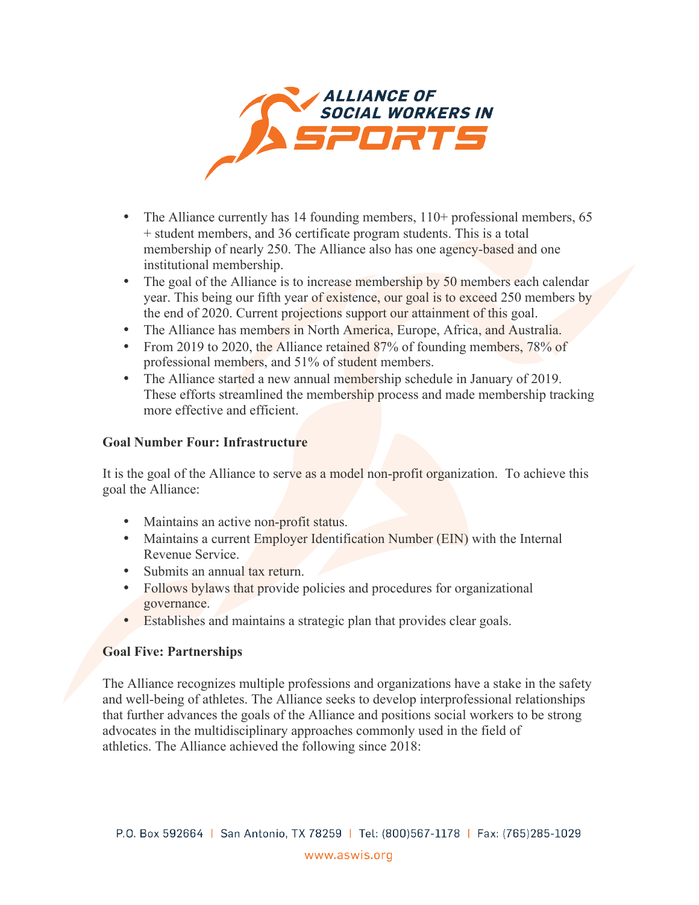- The Alliance currently has 14 founding members, 110+ professional members, 65 + student members, and 36 certificate program students. This is a total membership of nearly 250. The Alliance also has one agency-based and one institutional membership.
- The goal of the Alliance is to increase membership by 50 members each calendar year. This being our fifth year of existence, our goal is to exceed 250 members by the end of 2020. Current projections support our attainment of this goal.
- The Alliance has members in North America, Europe, Africa, and Australia.
- From 2019 to 2020, the Alliance retained 87% of founding members, 78% of professional members, and 51% of student members.
- The Alliance started a new annual membership schedule in January of 2019. These efforts streamlined the membership process and made membership tracking more effective and efficient.

**Goal Number Four: Infrastructure**

It is the goal of the Alliance to serve as a model non-profit organization. To achieve this goal the Alliance:

- Maintains an active non-profit status.
- Maintains a current Employer Identification Number (EIN) with the Internal Revenue Service.
- Submits an annual tax return.
- Follows bylaws that provide policies and procedures for organizational governance.
- Establishes and maintains a strategic plan that provides clear goals.

**Goal Five: Partnerships**

The Alliance recognizes multiple professions and organizations have a stake in the safety and well-being of athletes. The Alliance seeks to develop interprofessional relationships that further advances the goals of the Alliance and positions social workers to be strong advocates in the multidisciplinary approaches commonly used in the field of athletics. The Alliance achieved the following since 2018: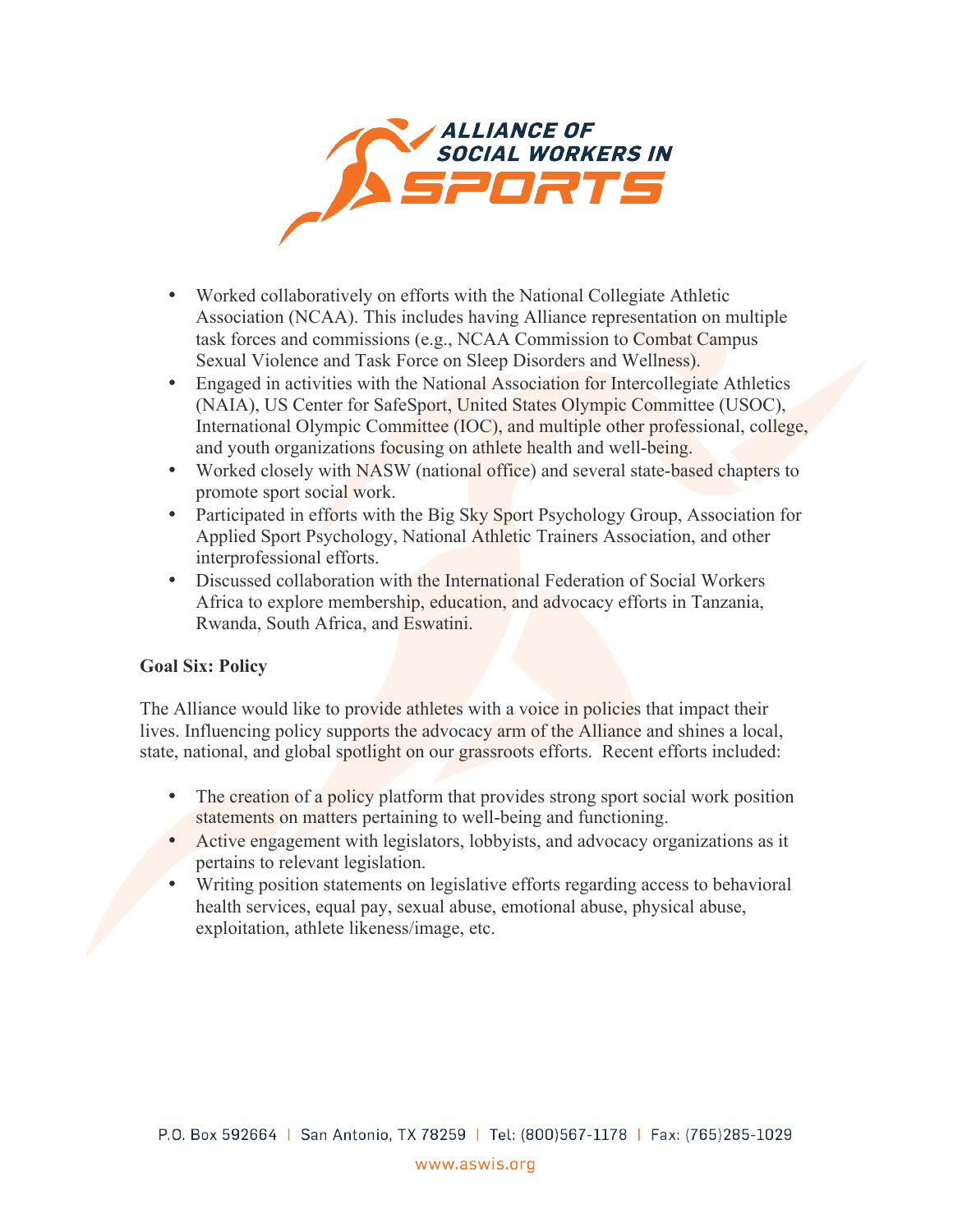- Worked collaboratively on efforts with the National Collegiate Athletic Association (NCAA). This includes having Alliance representation on multiple task forces and commissions (e.g., NCAA Commission to Combat Campus Sexual Violence and Task Force on Sleep Disorders and Wellness).
- Engaged in activities with the National Association for Intercollegiate Athletics (NAIA), US Center for SafeSport, United States Olympic Committee (USOC), International Olympic Committee (IOC), and multiple other professional, college, and youth organizations focusing on athlete health and well-being.
- Worked closely with NASW (national office) and several state-based chapters to promote sport social work.
- Participated in efforts with the Big Sky Sport Psychology Group, Association for Applied Sport Psychology, National Athletic Trainers Association, and other interprofessional efforts.
- Discussed collaboration with the International Federation of Social Workers Africa to explore membership, education, and advocacy efforts in Tanzania, Rwanda, South Africa, and Eswatini.

**Goal Six: Policy**

The Alliance would like to provide athletes with a voice in policies that impact their lives. Influencing policy supports the advocacy arm of the Alliance and shines a local, state, national, and global spotlight on our grassroots efforts. Recent efforts included:

- The creation of a policy platform that provides strong sport social work position statements on matters pertaining to well-being and functioning.
- Active engagement with legislators, lobbyists, and advocacy organizations as it pertains to relevant legislation.
- Writing position statements on legislative efforts regarding access to behavioral health services, equal pay, sexual abuse, emotional abuse, physical abuse, exploitation, athlete likeness/image, etc.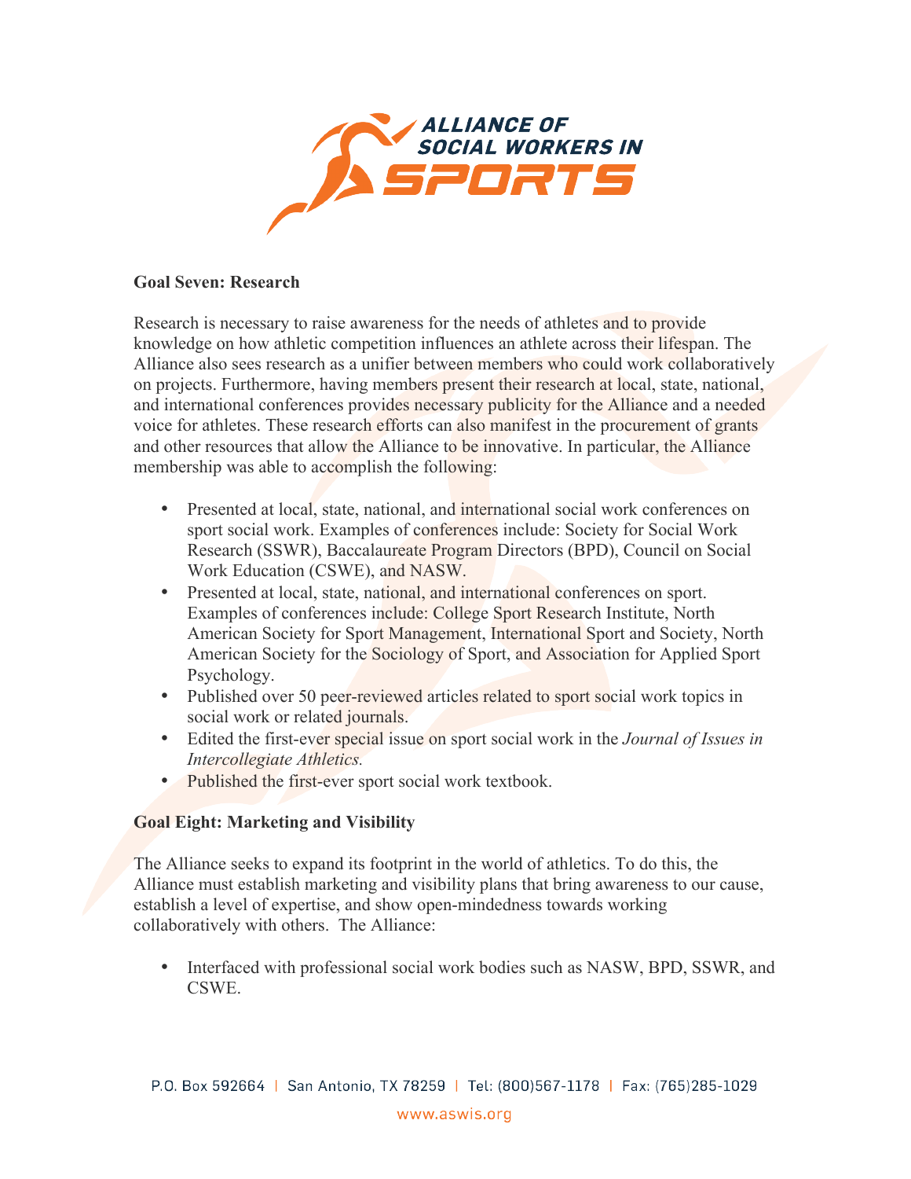**Goal Seven: Research**

Research is necessary to raise awareness for the needs of athletes and to provide knowledge on how athletic competition influences an athlete across their lifespan. The Alliance also sees research as a unifier between members who could work collaboratively on projects. Furthermore, having members present their research at local, state, national, and international conferences provides necessary publicity for the Alliance and a needed voice for athletes. These research efforts can also manifest in the procurement of grants and other resources that allow the Alliance to be innovative. In particular, the Alliance membership was able to accomplish the following:

- Presented at local, state, national, and international social work conferences on sport social work. Examples of conferences include: Society for Social Work Research (SSWR), Baccalaureate Program Directors (BPD), Council on Social Work Education (CSWE), and NASW.
- Presented at local, state, national, and international conferences on sport. Examples of conferences include: College Sport Research Institute, North American Society for Sport Management, International Sport and Society, North American Society for the Sociology of Sport, and Association for Applied Sport Psychology.
- Published over 50 peer-reviewed articles related to sport social work topics in social work or related journals.
- Edited the first-ever special issue on sport social work in the *Journal of Issues in Intercollegiate Athletics.*
- Published the first-ever sport social work textbook.

**Goal Eight: Marketing and Visibility**

The Alliance seeks to expand its footprint in the world of athletics. To do this, the Alliance must establish marketing and visibility plans that bring awareness to our cause, establish a level of expertise, and show open-mindedness towards working collaboratively with others. The Alliance:

- Interfaced with professional social work bodies such as NASW, BPD, SSWR, and CSWE.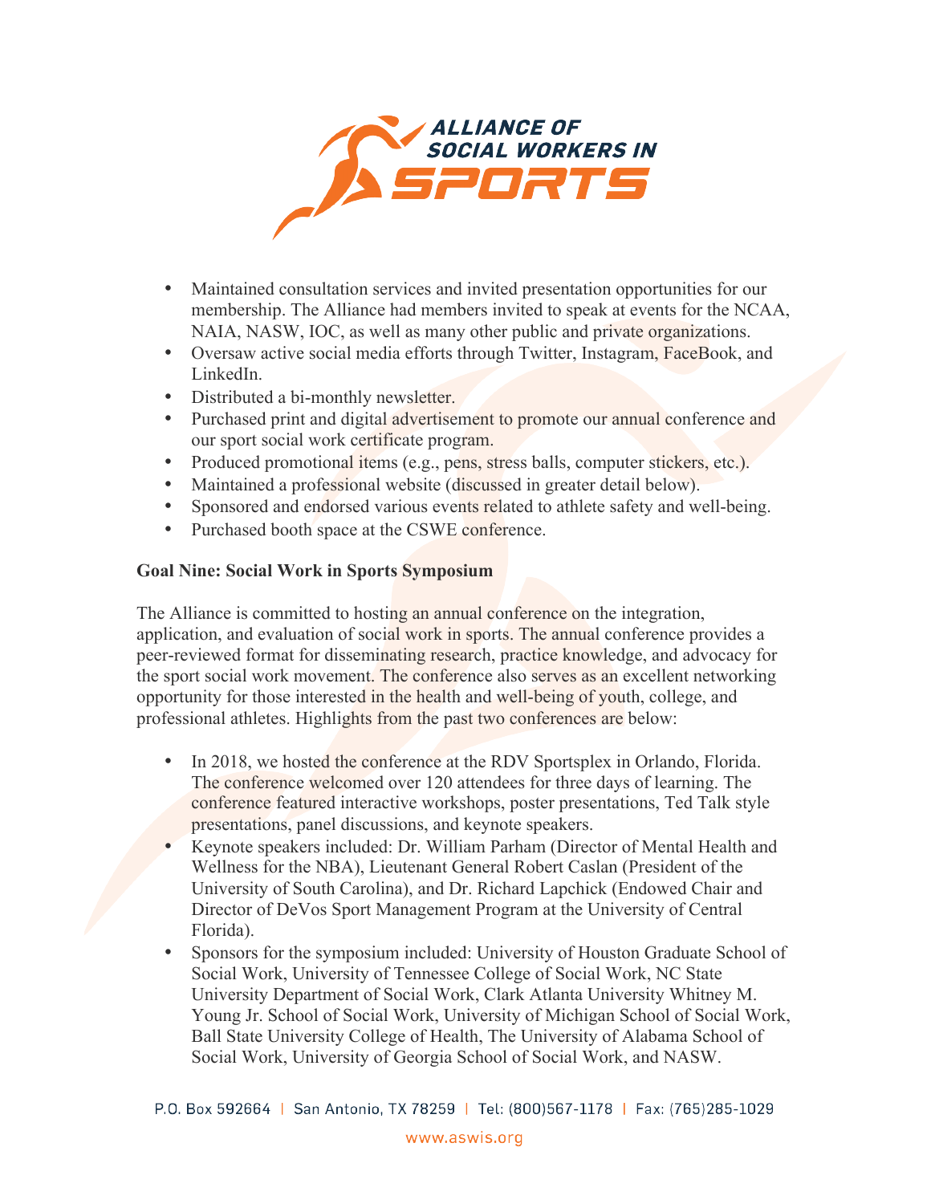- Maintained consultation services and invited presentation opportunities for our membership. The Alliance had members invited to speak at events for the NCAA, NAIA, NASW, IOC, as well as many other public and private organizations.
- Oversaw active social media efforts through Twitter, Instagram, FaceBook, and LinkedIn.
- Distributed a bi-monthly newsletter.
- Purchased print and digital advertisement to promote our annual conference and our sport social work certificate program.
- Produced promotional items (e.g., pens, stress balls, computer stickers, etc.).
- Maintained a professional website (discussed in greater detail below).
- Sponsored and endorsed various events related to athlete safety and well-being.
- Purchased booth space at the CSWE conference.

**Goal Nine: Social Work in Sports Symposium**

The Alliance is committed to hosting an annual conference on the integration, application, and evaluation of social work in sports. The annual conference provides a peer-reviewed format for disseminating research, practice knowledge, and advocacy for the sport social work movement. The conference also serves as an excellent networking opportunity for those interested in the health and well-being of youth, college, and professional athletes. Highlights from the past two conferences are below:

- In 2018, we hosted the conference at the RDV Sportsplex in Orlando, Florida. The conference welcomed over 120 attendees for three days of learning. The conference featured interactive workshops, poster presentations, Ted Talk style presentations, panel discussions, and keynote speakers.
- Keynote speakers included: Dr. William Parham (Director of Mental Health and Wellness for the NBA), Lieutenant General Robert Caslan (President of the University of South Carolina), and Dr. Richard Lapchick (Endowed Chair and Director of DeVos Sport Management Program at the University of Central Florida).
- Sponsors for the symposium included: University of Houston Graduate School of Social Work, University of Tennessee College of Social Work, NC State University Department of Social Work, Clark Atlanta University Whitney M. Young Jr. School of Social Work, University of Michigan School of Social Work, Ball State University College of Health, The University of Alabama School of Social Work, University of Georgia School of Social Work, and NASW.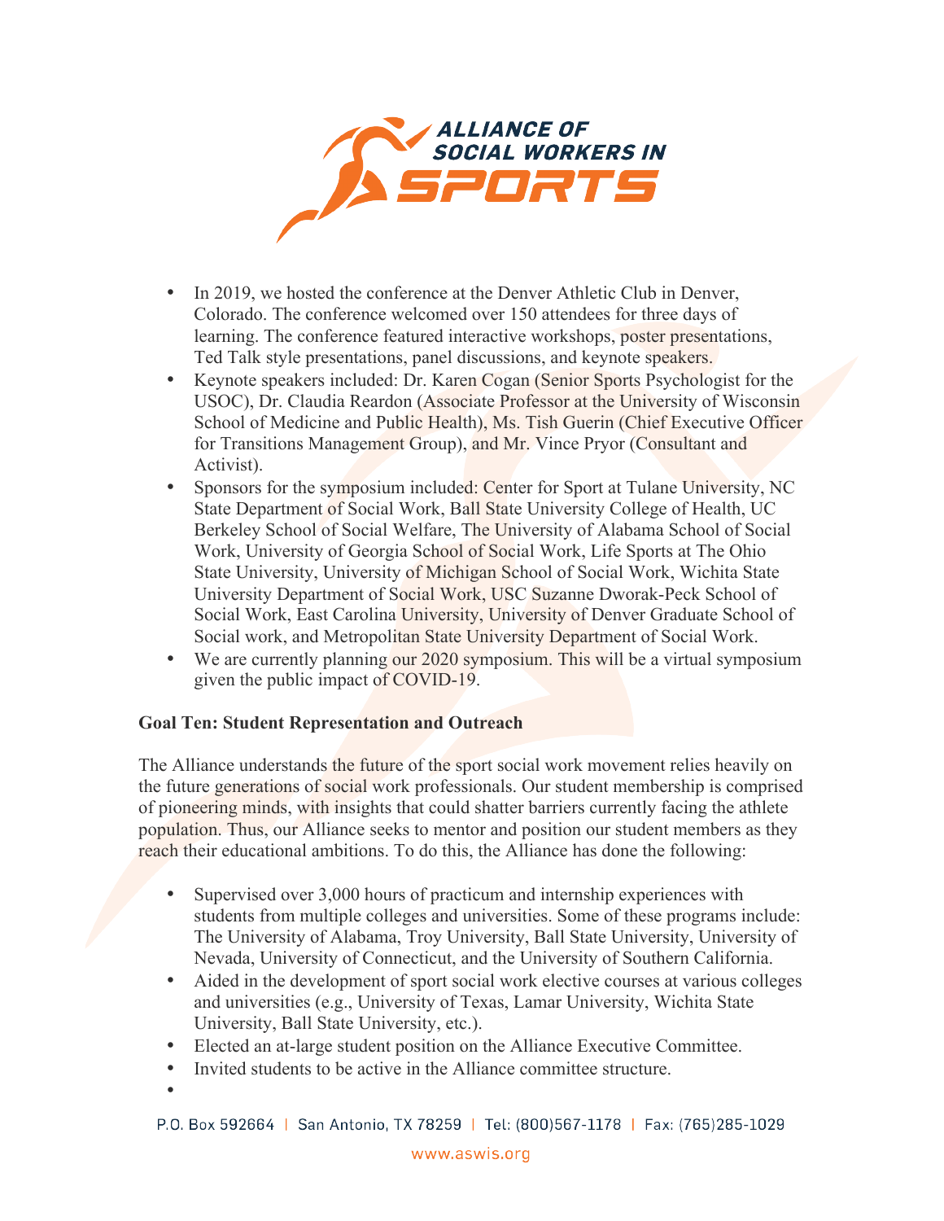- In 2019, we hosted the conference at the Denver Athletic Club in Denver, Colorado. The conference welcomed over 150 attendees for three days of learning. The conference featured interactive workshops, poster presentations, Ted Talk style presentations, panel discussions, and keynote speakers.
- Keynote speakers included: Dr. Karen Cogan (Senior Sports Psychologist for the USOC), Dr. Claudia Reardon (Associate Professor at the University of Wisconsin School of Medicine and Public Health), Ms. Tish Guerin (Chief Executive Officer for Transitions Management Group), and Mr. Vince Pryor (Consultant and Activist).
- Sponsors for the symposium included: Center for Sport at Tulane University, NC State Department of Social Work, Ball State University College of Health, UC Berkeley School of Social Welfare, The University of Alabama School of Social Work, University of Georgia School of Social Work, Life Sports at The Ohio State University, University of Michigan School of Social Work, Wichita State University Department of Social Work, USC Suzanne Dworak-Peck School of Social Work, East Carolina University, University of Denver Graduate School of Social work, and Metropolitan State University Department of Social Work.
- We are currently planning our 2020 symposium. This will be a virtual symposium given the public impact of COVID-19.

**Goal Ten: Student Representation and Outreach**

The Alliance understands the future of the sport social work movement relies heavily on the future generations of social work professionals. Our student membership is comprised of pioneering minds, with insights that could shatter barriers currently facing the athlete population. Thus, our Alliance seeks to mentor and position our student members as they reach their educational ambitions. To do this, the Alliance has done the following:

- Supervised over 3,000 hours of practicum and internship experiences with students from multiple colleges and universities. Some of these programs include: The University of Alabama, Troy University, Ball State University, University of Nevada, University of Connecticut, and the University of Southern California.
- Aided in the development of sport social work elective courses at various colleges and universities (e.g., University of Texas, Lamar University, Wichita State University, Ball State University, etc.).
- Elected an at-large student position on the Alliance Executive Committee.
- Invited students to be active in the Alliance committee structure.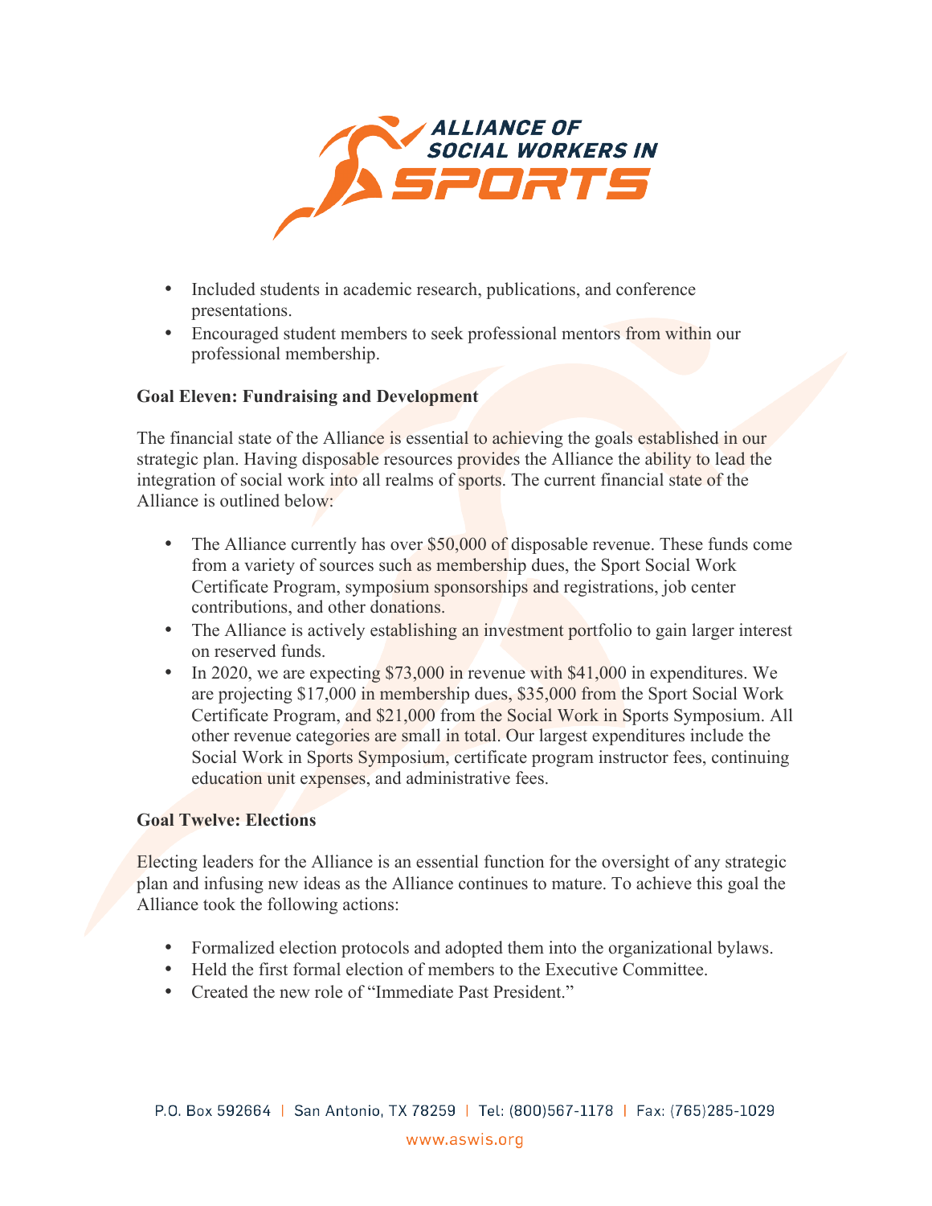- Included students in academic research, publications, and conference presentations.
- Encouraged student members to seek professional mentors from within our professional membership.

**Goal Eleven: Fundraising and Development**

The financial state of the Alliance is essential to achieving the goals established in our strategic plan. Having disposable resources provides the Alliance the ability to lead the integration of social work into all realms of sports. The current financial state of the Alliance is outlined below:

- The Alliance currently has over $50,000 of disposable revenue. These funds come from a variety of sources such as membership dues, the Sport Social Work Certificate Program, symposium sponsorships and registrations, job center contributions, and other donations.
- The Alliance is actively establishing an investment portfolio to gain larger interest on reserved funds.
- In 2020, we are expecting $73,000 in revenue with $41,000 in expenditures. We are projecting $17,000 in membership dues, $35,000 from the Sport Social Work Certificate Program, and $21,000 from the Social Work in Sports Symposium. All other revenue categories are small in total. Our largest expenditures include the Social Work in Sports Symposium, certificate program instructor fees, continuing education unit expenses, and administrative fees.

**Goal Twelve: Elections**

Electing leaders for the Alliance is an essential function for the oversight of any strategic plan and infusing new ideas as the Alliance continues to mature. To achieve this goal the Alliance took the following actions:

- Formalized election protocols and adopted them into the organizational bylaws.
- Held the first formal election of members to the Executive Committee.
- Created the new role of "Immediate Past President."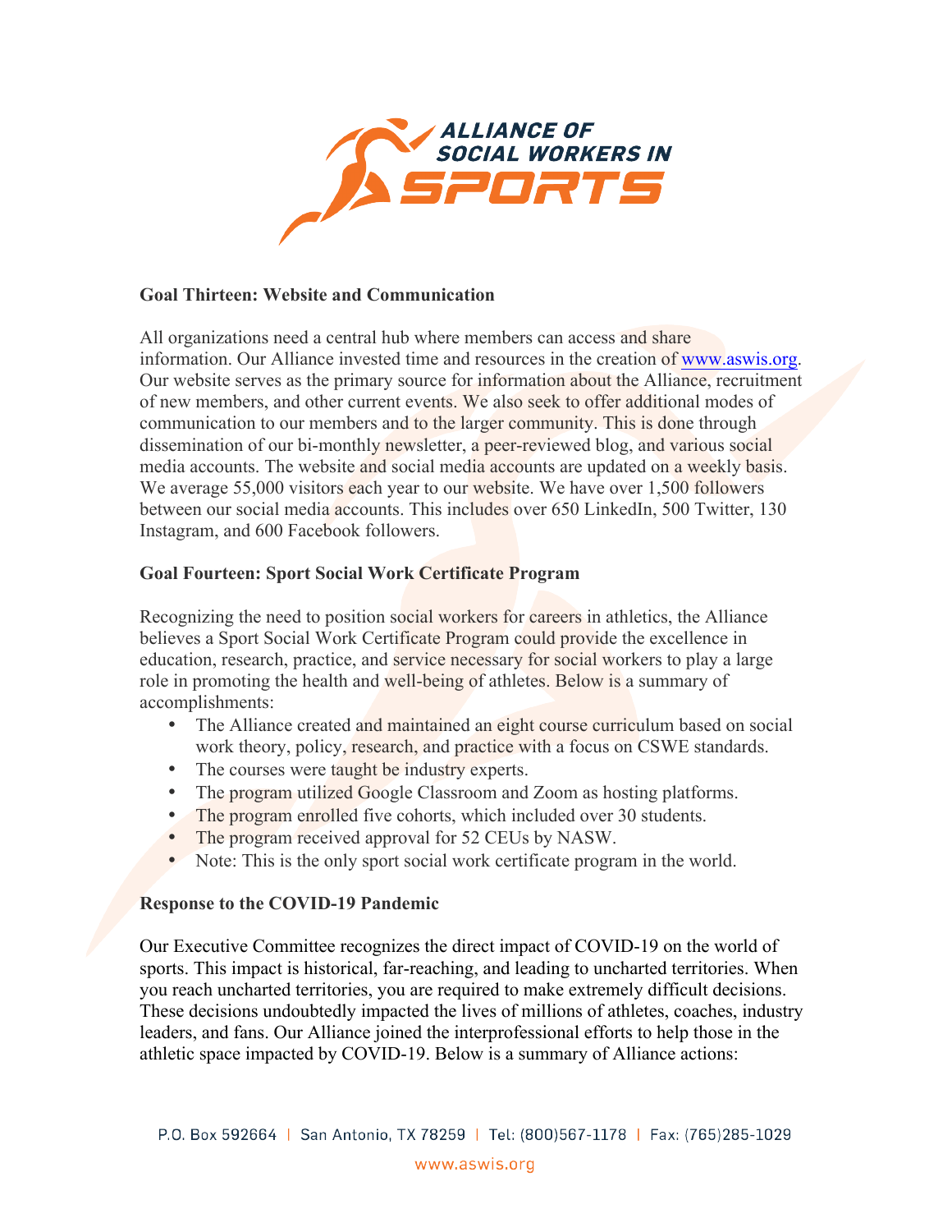**Goal Thirteen: Website and Communication**

All organizations need a central hub where members can access and share information. Our Alliance invested time and resources in the creation of www.aswis.org. Our website serves as the primary source for information about the Alliance, recruitment of new members, and other current events. We also seek to offer additional modes of communication to our members and to the larger community. This is done through dissemination of our bi-monthly newsletter, a peer-reviewed blog, and various social media accounts. The website and social media accounts are updated on a weekly basis. We average 55,000 visitors each year to our website. We have over 1,500 followers between our social media accounts. This includes over 650 LinkedIn, 500 Twitter, 130 Instagram, and 600 Facebook followers.

**Goal Fourteen: Sport Social Work Certificate Program**

Recognizing the need to position social workers for careers in athletics, the Alliance believes a Sport Social Work Certificate Program could provide the excellence in education, research, practice, and service necessary for social workers to play a large role in promoting the health and well-being of athletes. Below is a summary of accomplishments:

- The Alliance created and maintained an eight course curriculum based on social work theory, policy, research, and practice with a focus on CSWE standards.
- The courses were taught be industry experts.
- The program utilized Google Classroom and Zoom as hosting platforms.
- The program enrolled five cohorts, which included over 30 students.
- The program received approval for 52 CEUs by NASW.
- Note: This is the only sport social work certificate program in the world.

**Response to the COVID-19 Pandemic**

Our Executive Committee recognizes the direct impact of COVID-19 on the world of sports. This impact is historical, far-reaching, and leading to uncharted territories. When you reach uncharted territories, you are required to make extremely difficult decisions. These decisions undoubtedly impacted the lives of millions of athletes, coaches, industry leaders, and fans. Our Alliance joined the interprofessional efforts to help those in the athletic space impacted by COVID-19. Below is a summary of Alliance actions: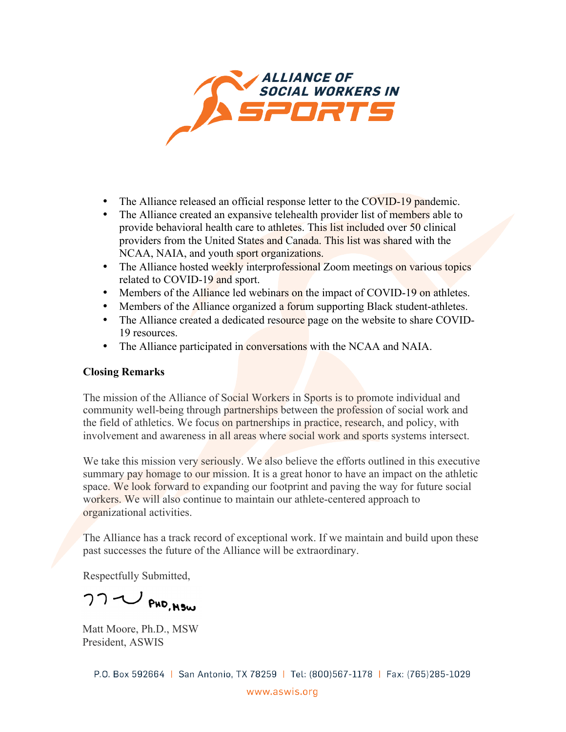- The Alliance released an official response letter to the COVID-19 pandemic.
- The Alliance created an expansive telehealth provider list of members able to provide behavioral health care to athletes. This list included over 50 clinical providers from the United States and Canada. This list was shared with the NCAA, NAIA, and youth sport organizations.
- The Alliance hosted weekly interprofessional Zoom meetings on various topics related to COVID-19 and sport.
- Members of the Alliance led webinars on the impact of COVID-19 on athletes.
- Members of the Alliance organized a forum supporting Black student-athletes.
- The Alliance created a dedicated resource page on the website to share COVID-19 resources.
- The Alliance participated in conversations with the NCAA and NAIA.

**Closing Remarks**

The mission of the Alliance of Social Workers in Sports is to promote individual and community well-being through partnerships between the profession of social work and the field of athletics. We focus on partnerships in practice, research, and policy, with involvement and awareness in all areas where social work and sports systems intersect.

We take this mission very seriously. We also believe the efforts outlined in this executive summary pay homage to our mission. It is a great honor to have an impact on the athletic space. We look forward to expanding our footprint and paving the way for future social workers. We will also continue to maintain our athlete-centered approach to organizational activities.

The Alliance has a track record of exceptional work. If we maintain and build upon these past successes the future of the Alliance will be extraordinary.

Respectfully Submitted,

Matt Moore, Ph.D., MSW
President, ASWIS